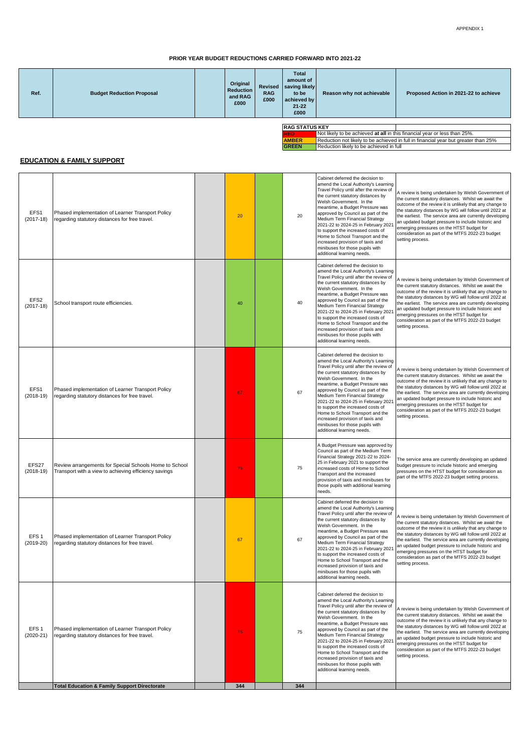APPENDIX 1

# PRIOR YEAR BUDGET REDUCTIONS CARRIED FORWARD INTO 2021-22

| RAG STATUS KEY | |
|---|---|
| RED | Not likely to be achieved **at all** in this financial year or less than 25%. |
| AMBER | Reduction not likely to be achieved in full in financial year but greater than 25% |
| GREEN | Reduction likely to be achieved in full |

## EDUCATION & FAMILY SUPPORT

| Ref. | Budget Reduction Proposal | | Original Reduction and RAG £000 | Revised RAG £000 | Total amount of saving likely to be achieved by 21-22 £000 | Reason why not achievable | Proposed Action in 2021-22 to achieve |
|---|---|---|---|---|---|---|---|
| EFS1 (2017-18) | Phased implementation of Learner Transport Policy regarding statutory distances for free travel. | | 20 | | 20 | Cabinet deferred the decision to amend the Local Authority's Learning Travel Policy until after the review of the current statutory distances by Welsh Government. In the meantime, a Budget Pressure was approved by Council as part of the Medium Term Financial Strategy 2021-22 to 2024-25 in February 2021 to support the increased costs of Home to School Transport and the increased provision of taxis and minibuses for those pupils with additional learning needs. | A review is being undertaken by Welsh Government of the current statutory distances. Whilst we await the outcome of the review it is unlikely that any change to the statutory distances by WG will follow until 2022 at the earliest. The service area are currently developing an updated budget pressure to include historic and emerging pressures on the HTST budget for consideration as part of the MTFS 2022-23 budget setting process. |
| EFS2 (2017-18) | School transport route efficiencies. | | 40 | | 40 | Cabinet deferred the decision to amend the Local Authority's Learning Travel Policy until after the review of the current statutory distances by Welsh Government. In the meantime, a Budget Pressure was approved by Council as part of the Medium Term Financial Strategy 2021-22 to 2024-25 in February 2021 to support the increased costs of Home to School Transport and the increased provision of taxis and minibuses for those pupils with additional learning needs. | A review is being undertaken by Welsh Government of the current statutory distances. Whilst we await the outcome of the review it is unlikely that any change to the statutory distances by WG will follow until 2022 at the earliest. The service area are currently developing an updated budget pressure to include historic and emerging pressures on the HTST budget for consideration as part of the MTFS 2022-23 budget setting process. |
| EFS1 (2018-19) | Phased implementation of Learner Transport Policy regarding statutory distances for free travel. | | 67 | | 67 | Cabinet deferred the decision to amend the Local Authority's Learning Travel Policy until after the review of the current statutory distances by Welsh Government. In the meantime, a Budget Pressure was approved by Council as part of the Medium Term Financial Strategy 2021-22 to 2024-25 in February 2021 to support the increased costs of Home to School Transport and the increased provision of taxis and minibuses for those pupils with additional learning needs. | A review is being undertaken by Welsh Government of the current statutory distances. Whilst we await the outcome of the review it is unlikely that any change to the statutory distances by WG will follow until 2022 at the earliest. The service area are currently developing an updated budget pressure to include historic and emerging pressures on the HTST budget for consideration as part of the MTFS 2022-23 budget setting process. |
| EFS27 (2018-19) | Review arrangements for Special Schools Home to School Transport with a view to achieving efficiency savings | | 75 | | 75 | A Budget Pressure was approved by Council as part of the Medium Term Financial Strategy 2021-22 to 2024-25 in February 2021 to support the increased costs of Home to School Transport and the increased provision of taxis and minibuses for those pupils with additional learning needs. | The service area are currently developing an updated budget pressure to include historic and emerging pressures on the HTST budget for consideration as part of the MTFS 2022-23 budget setting process. |
| EFS 1 (2019-20) | Phased implementation of Learner Transport Policy regarding statutory distances for free travel. | | 67 | | 67 | Cabinet deferred the decision to amend the Local Authority's Learning Travel Policy until after the review of the current statutory distances by Welsh Government. In the meantime, a Budget Pressure was approved by Council as part of the Medium Term Financial Strategy 2021-22 to 2024-25 in February 2021 to support the increased costs of Home to School Transport and the increased provision of taxis and minibuses for those pupils with additional learning needs. | A review is being undertaken by Welsh Government of the current statutory distances. Whilst we await the outcome of the review it is unlikely that any change to the statutory distances by WG will follow until 2022 at the earliest. The service area are currently developing an updated budget pressure to include historic and emerging pressures on the HTST budget for consideration as part of the MTFS 2022-23 budget setting process. |
| EFS 1 (2020-21) | Phased implementation of Learner Transport Policy regarding statutory distances for free travel. | | 75 | | 75 | Cabinet deferred the decision to amend the Local Authority's Learning Travel Policy until after the review of the current statutory distances by Welsh Government. In the meantime, a Budget Pressure was approved by Council as part of the Medium Term Financial Strategy 2021-22 to 2024-25 in February 2021 to support the increased costs of Home to School Transport and the increased provision of taxis and minibuses for those pupils with additional learning needs. | A review is being undertaken by Welsh Government of the current statutory distances. Whilst we await the outcome of the review it is unlikely that any change to the statutory distances by WG will follow until 2022 at the earliest. The service area are currently developing an updated budget pressure to include historic and emerging pressures on the HTST budget for consideration as part of the MTFS 2022-23 budget setting process. |
| | **Total Education & Family Support Directorate** | | **344** | | **344** | | |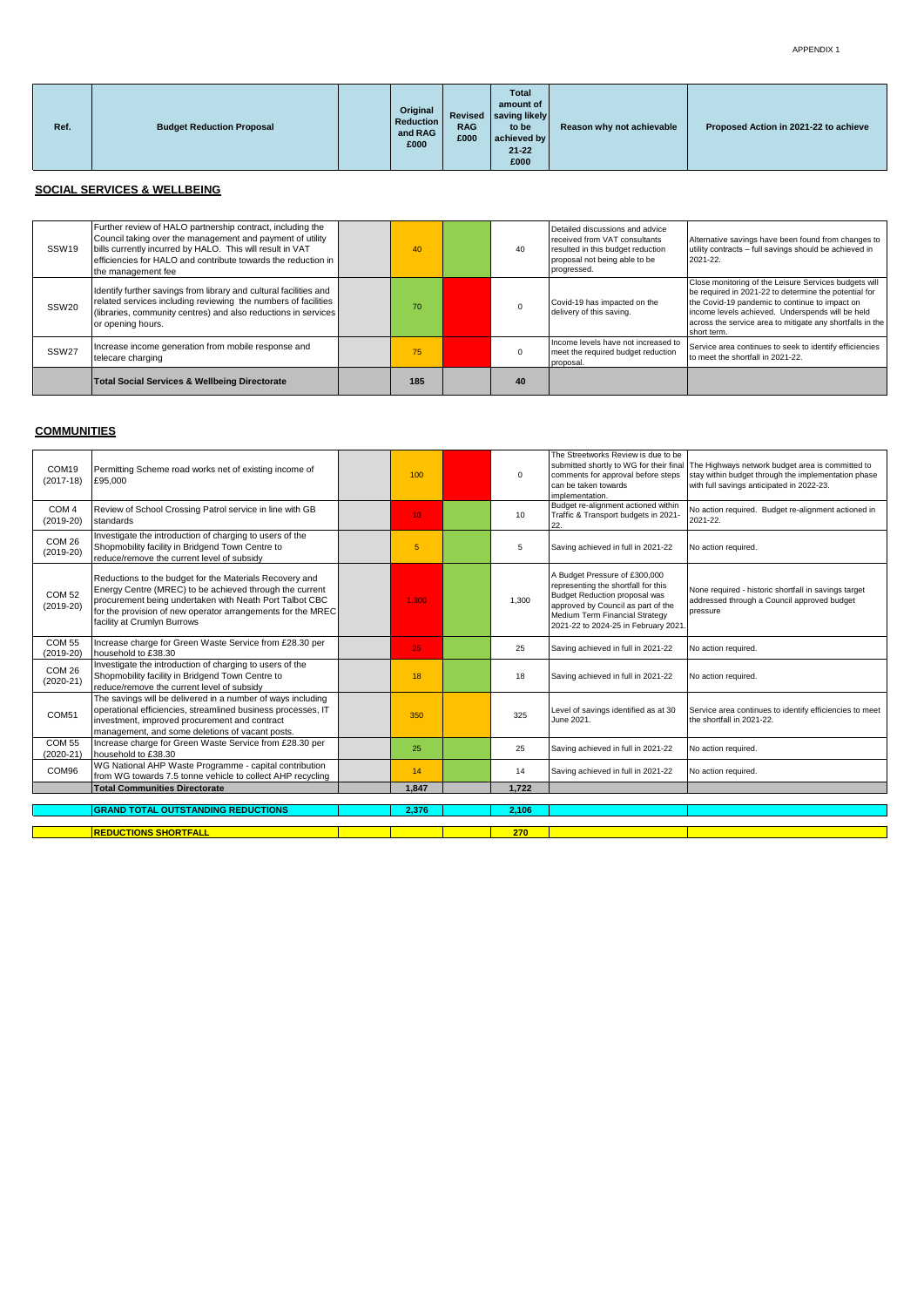APPENDIX 1

| Ref. | Budget Reduction Proposal | | Original Reduction and RAG £000 | Revised RAG £000 | Total amount of saving likely to be achieved by 21-22 £000 | Reason why not achievable | Proposed Action in 2021-22 to achieve |
|---|---|---|---|---|---|---|---|

## SOCIAL SERVICES & WELLBEING

| Ref. | Budget Reduction Proposal | | Original Reduction and RAG £000 | Revised RAG £000 | Total amount of saving likely to be achieved by 21-22 £000 | Reason why not achievable | Proposed Action in 2021-22 to achieve |
|---|---|---|---|---|---|---|---|
| SSW19 | Further review of HALO partnership contract, including the Council taking over the management and payment of utility bills currently incurred by HALO. This will result in VAT efficiencies for HALO and contribute towards the reduction in the management fee | | 40 | | 40 | Detailed discussions and advice received from VAT consultants resulted in this budget reduction proposal not being able to be progressed. | Alternative savings have been found from changes to utility contracts – full savings should be achieved in 2021-22. |
| SSW20 | Identify further savings from library and cultural facilities and related services including reviewing the numbers of facilities (libraries, community centres) and also reductions in services or opening hours. | | 70 | | 0 | Covid-19 has impacted on the delivery of this saving. | Close monitoring of the Leisure Services budgets will be required in 2021-22 to determine the potential for the Covid-19 pandemic to continue to impact on income levels achieved. Underspends will be held across the service area to mitigate any shortfalls in the short term. |
| SSW27 | Increase income generation from mobile response and telecare charging | | 75 | | 0 | Income levels have not increased to meet the required budget reduction proposal. | Service area continues to seek to identify efficiencies to meet the shortfall in 2021-22. |
| | **Total Social Services & Wellbeing Directorate** | | **185** | | **40** | | |

## COMMUNITIES

| Ref. | Budget Reduction Proposal | | Original Reduction and RAG £000 | Revised RAG £000 | Total amount of saving likely to be achieved by 21-22 £000 | Reason why not achievable | Proposed Action in 2021-22 to achieve |
|---|---|---|---|---|---|---|---|
| COM19 (2017-18) | Permitting Scheme road works net of existing income of £95,000 | | 100 | | 0 | The Streetworks Review is due to be submitted shortly to WG for their final comments for approval before steps can be taken towards implementation. | The Highways network budget area is committed to stay within budget through the implementation phase with full savings anticipated in 2022-23. |
| COM 4 (2019-20) | Review of School Crossing Patrol service in line with GB standards | | 10 | | 10 | Budget re-alignment actioned within Traffic & Transport budgets in 2021-22. | No action required. Budget re-alignment actioned in 2021-22. |
| COM 26 (2019-20) | Investigate the introduction of charging to users of the Shopmobility facility in Bridgend Town Centre to reduce/remove the current level of subsidy | | 5 | | 5 | Saving achieved in full in 2021-22 | No action required. |
| COM 52 (2019-20) | Reductions to the budget for the Materials Recovery and Energy Centre (MREC) to be achieved through the current procurement being undertaken with Neath Port Talbot CBC for the provision of new operator arrangements for the MREC facility at Crumlyn Burrows | | 1,300 | | 1,300 | A Budget Pressure of £300,000 representing the shortfall for this Budget Reduction proposal was approved by Council as part of the Medium Term Financial Strategy 2021-22 to 2024-25 in February 2021. | None required - historic shortfall in savings target addressed through a Council approved budget pressure |
| COM 55 (2019-20) | Increase charge for Green Waste Service from £28.30 per household to £38.30 | | 25 | | 25 | Saving achieved in full in 2021-22 | No action required. |
| COM 26 (2020-21) | Investigate the introduction of charging to users of the Shopmobility facility in Bridgend Town Centre to reduce/remove the current level of subsidy | | 18 | | 18 | Saving achieved in full in 2021-22 | No action required. |
| COM51 | The savings will be delivered in a number of ways including operational efficiencies, streamlined business processes, IT investment, improved procurement and contract management, and some deletions of vacant posts. | | 350 | | 325 | Level of savings identified as at 30 June 2021. | Service area continues to identify efficiencies to meet the shortfall in 2021-22. |
| COM 55 (2020-21) | Increase charge for Green Waste Service from £28.30 per household to £38.30 | | 25 | | 25 | Saving achieved in full in 2021-22 | No action required. |
| COM96 | WG National AHP Waste Programme - capital contribution from WG towards 7.5 tonne vehicle to collect AHP recycling | | 14 | | 14 | Saving achieved in full in 2021-22 | No action required. |
| | **Total Communities Directorate** | | **1,847** | | **1,722** | | |
| | **GRAND TOTAL OUTSTANDING REDUCTIONS** | | **2,376** | | **2,106** | | |
| | **REDUCTIONS SHORTFALL** | | | | **270** | | |